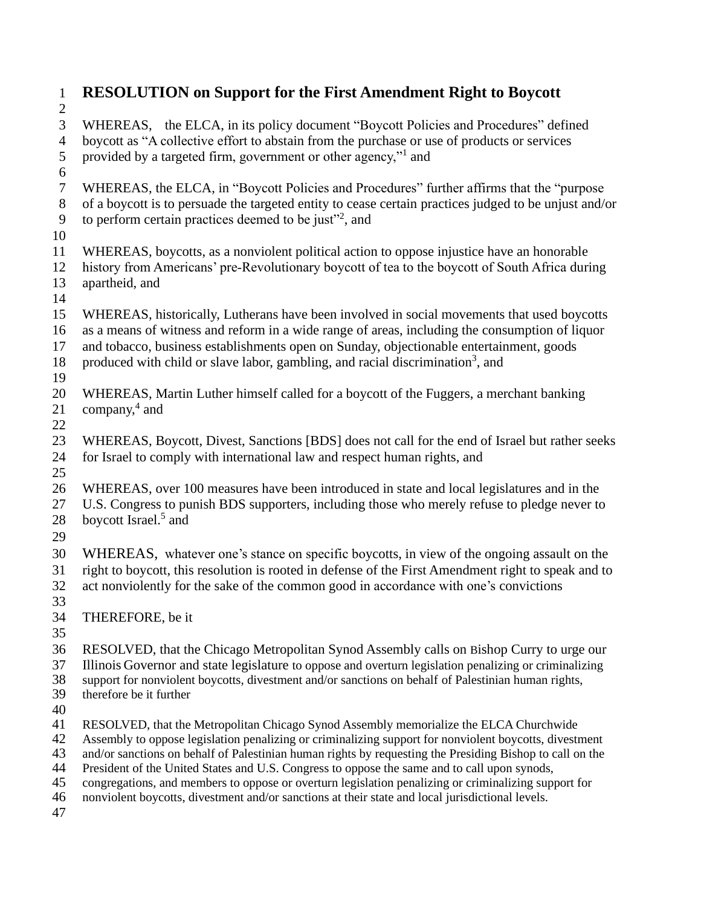# RESOLUTION on Support for the First Amendment Right to Boycott

WHEREAS, the ELCA, in its policy document "Boycott Policies and Procedures" defined boycott as "A collective effort to abstain from the purchase or use of products or services provided by a targeted firm, government or other agency,"[1] and

WHEREAS, the ELCA, in "Boycott Policies and Procedures" further affirms that the "purpose of a boycott is to persuade the targeted entity to cease certain practices judged to be unjust and/or to perform certain practices deemed to be just"[2], and

WHEREAS, boycotts, as a nonviolent political action to oppose injustice have an honorable history from Americans' pre-Revolutionary boycott of tea to the boycott of South Africa during apartheid, and

WHEREAS, historically, Lutherans have been involved in social movements that used boycotts as a means of witness and reform in a wide range of areas, including the consumption of liquor and tobacco, business establishments open on Sunday, objectionable entertainment, goods produced with child or slave labor, gambling, and racial discrimination[3], and

WHEREAS, Martin Luther himself called for a boycott of the Fuggers, a merchant banking company,[4] and

WHEREAS, Boycott, Divest, Sanctions [BDS] does not call for the end of Israel but rather seeks for Israel to comply with international law and respect human rights, and

WHEREAS, over 100 measures have been introduced in state and local legislatures and in the U.S. Congress to punish BDS supporters, including those who merely refuse to pledge never to boycott Israel.[5] and

WHEREAS, whatever one's stance on specific boycotts, in view of the ongoing assault on the right to boycott, this resolution is rooted in defense of the First Amendment right to speak and to act nonviolently for the sake of the common good in accordance with one's convictions

THEREFORE, be it

RESOLVED, that the Chicago Metropolitan Synod Assembly calls on Bishop Curry to urge our Illinois Governor and state legislature to oppose and overturn legislation penalizing or criminalizing support for nonviolent boycotts, divestment and/or sanctions on behalf of Palestinian human rights, therefore be it further

RESOLVED, that the Metropolitan Chicago Synod Assembly memorialize the ELCA Churchwide Assembly to oppose legislation penalizing or criminalizing support for nonviolent boycotts, divestment and/or sanctions on behalf of Palestinian human rights by requesting the Presiding Bishop to call on the President of the United States and U.S. Congress to oppose the same and to call upon synods, congregations, and members to oppose or overturn legislation penalizing or criminalizing support for nonviolent boycotts, divestment and/or sanctions at their state and local jurisdictional levels.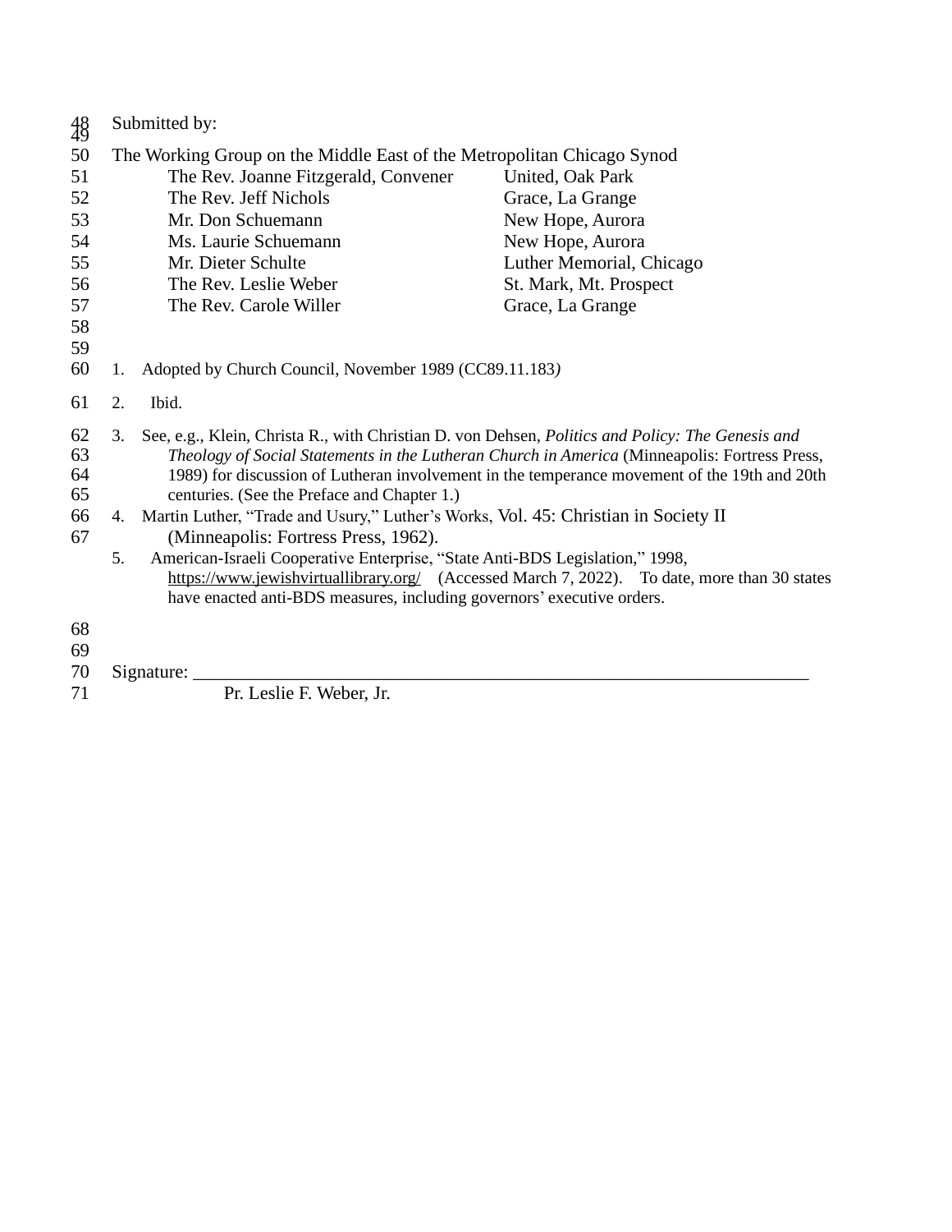Submitted by:

The Working Group on the Middle East of the Metropolitan Chicago Synod

| | |
|---|---|
| The Rev. Joanne Fitzgerald, Convener | United, Oak Park |
| The Rev. Jeff Nichols | Grace, La Grange |
| Mr. Don Schuemann | New Hope, Aurora |
| Ms. Laurie Schuemann | New Hope, Aurora |
| Mr. Dieter Schulte | Luther Memorial, Chicago |
| The Rev. Leslie Weber | St. Mark, Mt. Prospect |
| The Rev. Carole Willer | Grace, La Grange |

1. Adopted by Church Council, November 1989 (CC89.11.183)
2. Ibid.
3. See, e.g., Klein, Christa R., with Christian D. von Dehsen, *Politics and Policy: The Genesis and Theology of Social Statements in the Lutheran Church in America* (Minneapolis: Fortress Press, 1989) for discussion of Lutheran involvement in the temperance movement of the 19th and 20th centuries. (See the Preface and Chapter 1.)
4. Martin Luther, "Trade and Usury," Luther's Works, Vol. 45: Christian in Society II (Minneapolis: Fortress Press, 1962).
5. American-Israeli Cooperative Enterprise, "State Anti-BDS Legislation," 1998, https://www.jewishvirtuallibrary.org/ (Accessed March 7, 2022). To date, more than 30 states have enacted anti-BDS measures, including governors' executive orders.

Signature: ______________________________________________

Pr. Leslie F. Weber, Jr.